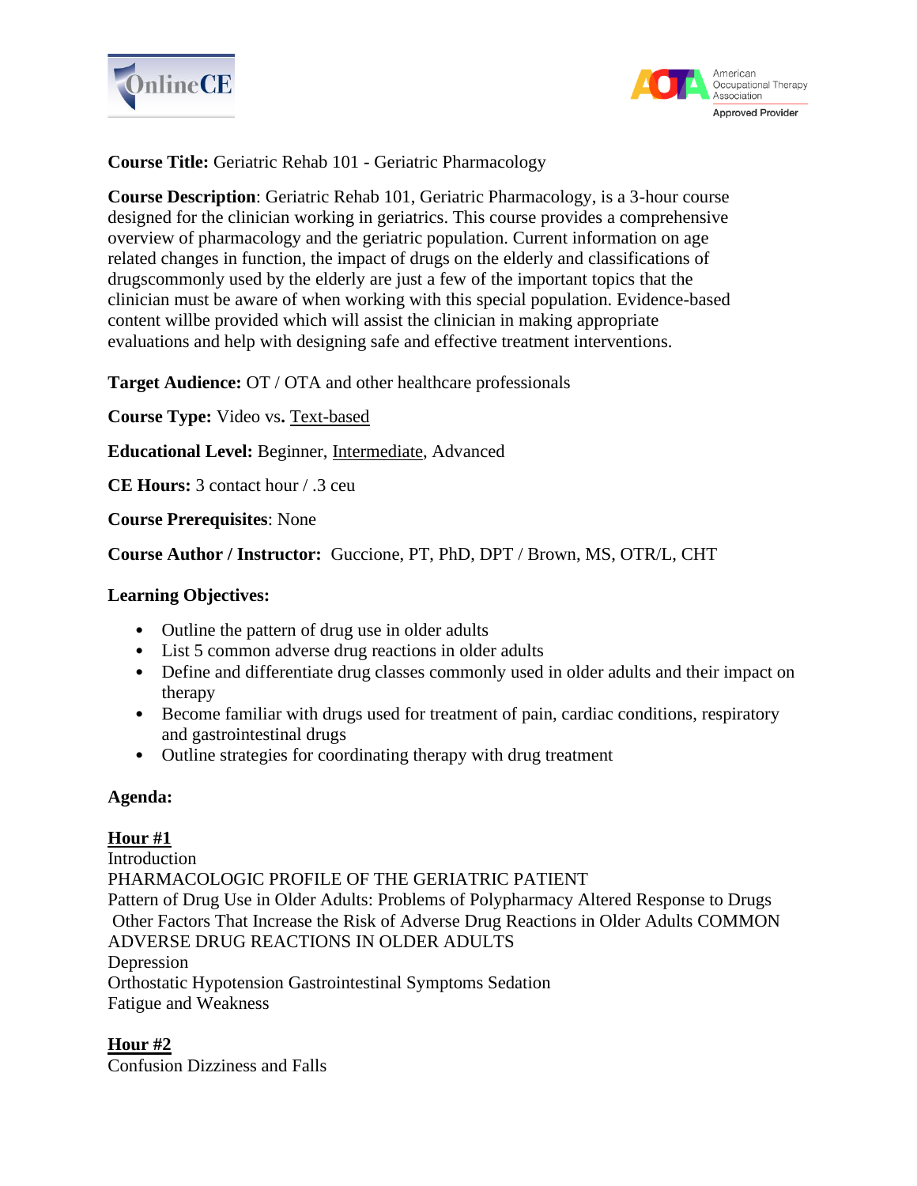**Course Title:** Geriatric Rehab 101 - Geriatric Pharmacology

**Course Description**: Geriatric Rehab 101, Geriatric Pharmacology, is a 3-hour course designed for the clinician working in geriatrics. This course provides a comprehensive overview of pharmacology and the geriatric population. Current information on age related changes in function, the impact of drugs on the elderly and classifications of drugscommonly used by the elderly are just a few of the important topics that the clinician must be aware of when working with this special population. Evidence-based content willbe provided which will assist the clinician in making appropriate evaluations and help with designing safe and effective treatment interventions.

**Target Audience:** OT / OTA and other healthcare professionals

**Course Type:** Video vs**.** <u>Text-based</u>

**Educational Level:** Beginner, <u>Intermediate</u>, Advanced

**CE Hours:** 3 contact hour / .3 ceu

**Course Prerequisites**: None

**Course Author / Instructor:** Guccione, PT, PhD, DPT / Brown, MS, OTR/L, CHT

**Learning Objectives:**

- Outline the pattern of drug use in older adults
- List 5 common adverse drug reactions in older adults
- Define and differentiate drug classes commonly used in older adults and their impact on therapy
- Become familiar with drugs used for treatment of pain, cardiac conditions, respiratory and gastrointestinal drugs
- Outline strategies for coordinating therapy with drug treatment

**Agenda:**

**<u>Hour #1</u>**
Introduction
PHARMACOLOGIC PROFILE OF THE GERIATRIC PATIENT
Pattern of Drug Use in Older Adults: Problems of Polypharmacy Altered Response to Drugs
Other Factors That Increase the Risk of Adverse Drug Reactions in Older Adults COMMON ADVERSE DRUG REACTIONS IN OLDER ADULTS
Depression
Orthostatic Hypotension Gastrointestinal Symptoms Sedation
Fatigue and Weakness

**<u>Hour #2</u>**
Confusion Dizziness and Falls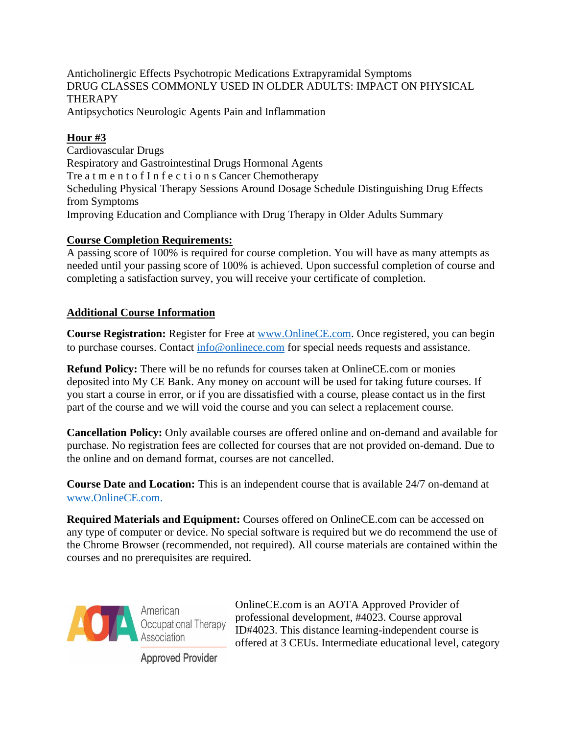Anticholinergic Effects Psychotropic Medications Extrapyramidal Symptoms
DRUG CLASSES COMMONLY USED IN OLDER ADULTS: IMPACT ON PHYSICAL THERAPY
Antipsychotics Neurologic Agents Pain and Inflammation

**Hour #3**

Cardiovascular Drugs
Respiratory and Gastrointestinal Drugs Hormonal Agents
Treatment of Infections Cancer Chemotherapy
Scheduling Physical Therapy Sessions Around Dosage Schedule Distinguishing Drug Effects from Symptoms
Improving Education and Compliance with Drug Therapy in Older Adults Summary

**Course Completion Requirements:**

A passing score of 100% is required for course completion. You will have as many attempts as needed until your passing score of 100% is achieved. Upon successful completion of course and completing a satisfaction survey, you will receive your certificate of completion.

**Additional Course Information**

**Course Registration:** Register for Free at www.OnlineCE.com. Once registered, you can begin to purchase courses. Contact info@onlinece.com for special needs requests and assistance.

**Refund Policy:** There will be no refunds for courses taken at OnlineCE.com or monies deposited into My CE Bank. Any money on account will be used for taking future courses. If you start a course in error, or if you are dissatisfied with a course, please contact us in the first part of the course and we will void the course and you can select a replacement course.

**Cancellation Policy:** Only available courses are offered online and on-demand and available for purchase. No registration fees are collected for courses that are not provided on-demand. Due to the online and on demand format, courses are not cancelled.

**Course Date and Location:** This is an independent course that is available 24/7 on-demand at www.OnlineCE.com.

**Required Materials and Equipment:** Courses offered on OnlineCE.com can be accessed on any type of computer or device. No special software is required but we do recommend the use of the Chrome Browser (recommended, not required). All course materials are contained within the courses and no prerequisites are required.

AOTA American Occupational Therapy Association Approved Provider

OnlineCE.com is an AOTA Approved Provider of professional development, #4023. Course approval ID#4023. This distance learning-independent course is offered at 3 CEUs. Intermediate educational level, category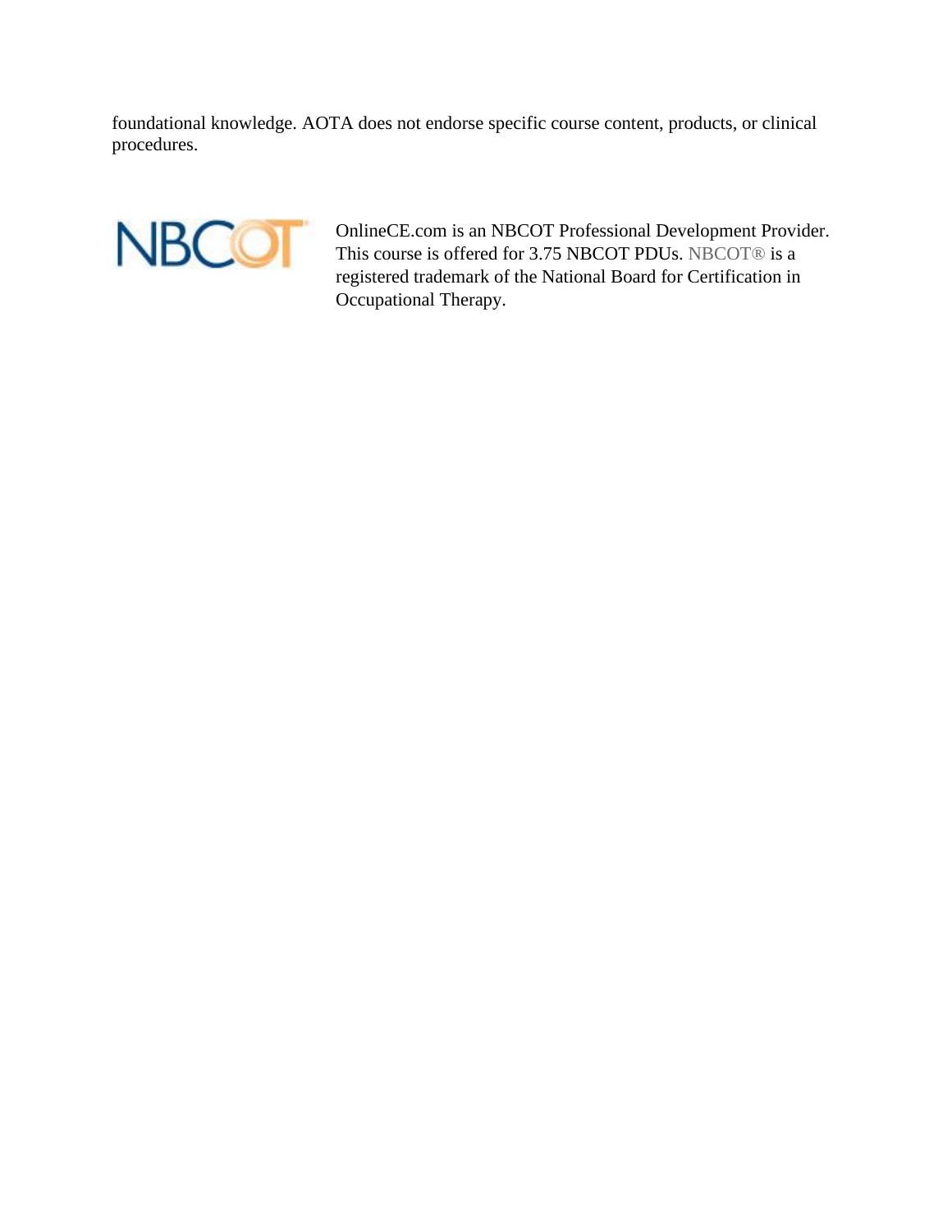foundational knowledge. AOTA does not endorse specific course content, products, or clinical procedures.

OnlineCE.com is an NBCOT Professional Development Provider. This course is offered for 3.75 NBCOT PDUs. NBCOT® is a registered trademark of the National Board for Certification in Occupational Therapy.